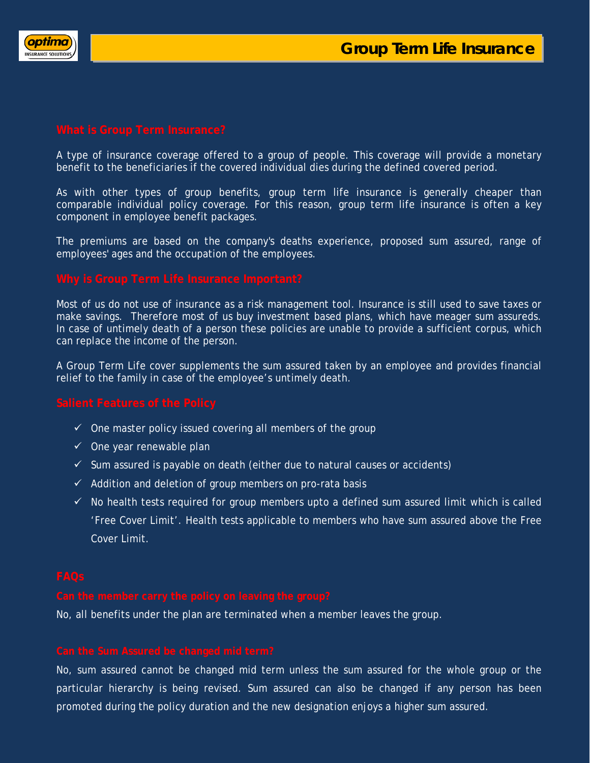# Group Term Life Insurance

## What is Group Term Insurance?

A type of insurance coverage offered to a group of people. This coverage will provide a monetary benefit to the beneficiaries if the covered individual dies during the defined covered period.

As with other types of group benefits, group term life insurance is generally cheaper than comparable individual policy coverage. For this reason, group term life insurance is often a key component in employee benefit packages.

The premiums are based on the company's deaths experience, proposed sum assured, range of employees' ages and the occupation of the employees.

## Why is Group Term Life Insurance Important?

Most of us do not use of insurance as a risk management tool. Insurance is still used to save taxes or make savings. Therefore most of us buy investment based plans, which have meager sum assureds. In case of untimely death of a person these policies are unable to provide a sufficient corpus, which can replace the income of the person.

A Group Term Life cover supplements the sum assured taken by an employee and provides financial relief to the family in case of the employee's untimely death.

## Salient Features of the Policy

- ✓ One master policy issued covering all members of the group
- ✓ One year renewable plan
- ✓ Sum assured is payable on death (either due to natural causes or accidents)
- ✓ Addition and deletion of group members on pro-rata basis
- ✓ No health tests required for group members upto a defined sum assured limit which is called 'Free Cover Limit'. Health tests applicable to members who have sum assured above the Free Cover Limit.

## FAQs

### Can the member carry the policy on leaving the group?

No, all benefits under the plan are terminated when a member leaves the group.

### Can the Sum Assured be changed mid term?

No, sum assured cannot be changed mid term unless the sum assured for the whole group or the particular hierarchy is being revised. Sum assured can also be changed if any person has been promoted during the policy duration and the new designation enjoys a higher sum assured.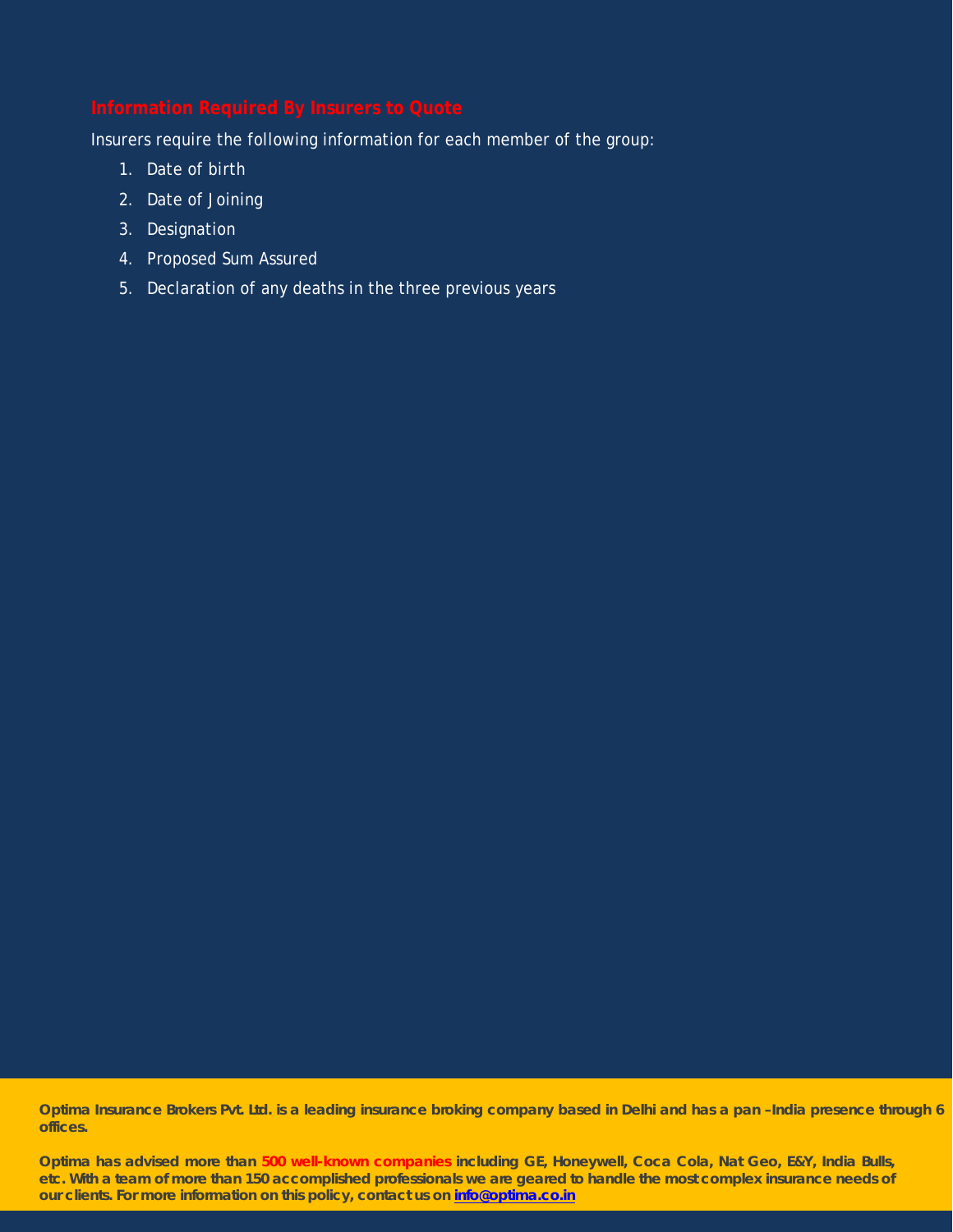## Information Required By Insurers to Quote

Insurers require the following information for each member of the group:

1. Date of birth
2. Date of Joining
3. Designation
4. Proposed Sum Assured
5. Declaration of any deaths in the three previous years

**Optima Insurance Brokers Pvt. Ltd. is a leading insurance broking company based in Delhi and has a pan –India presence through 6 offices.**

**Optima has advised more than 500 well-known companies including GE, Honeywell, Coca Cola, Nat Geo, E&Y, India Bulls, etc. With a team of more than 150 accomplished professionals we are geared to handle the most complex insurance needs of our clients. For more information on this policy, contact us on [info@optima.co.in](mailto:info@optima.co.in)**